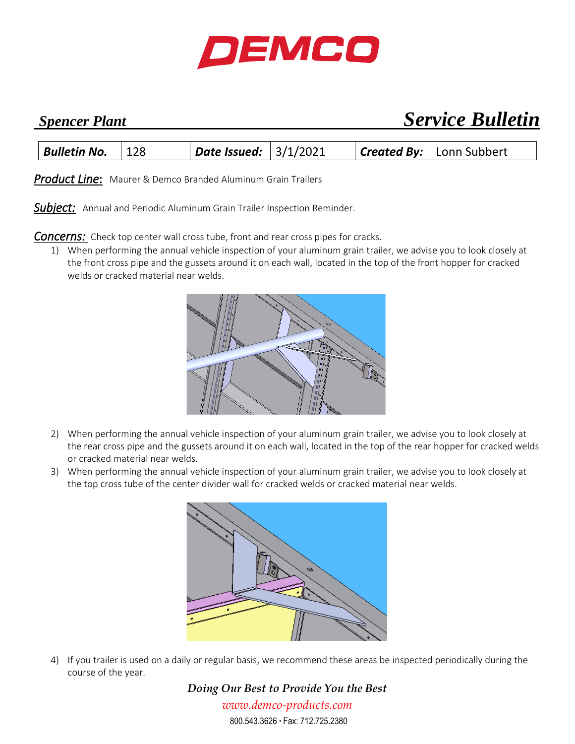# DEMCO

## *Spencer Plant* — *Service Bulletin*

| **Bulletin No.** | 128 | **Date Issued:** | 3/1/2021 | **Created By:** | Lonn Subbert |
|---|---|---|---|---|---|

***Product Line:*** Maurer & Demco Branded Aluminum Grain Trailers

***Subject:*** Annual and Periodic Aluminum Grain Trailer Inspection Reminder.

***Concerns:*** Check top center wall cross tube, front and rear cross pipes for cracks.

1) When performing the annual vehicle inspection of your aluminum grain trailer, we advise you to look closely at the front cross pipe and the gussets around it on each wall, located in the top of the front hopper for cracked welds or cracked material near welds.

2) When performing the annual vehicle inspection of your aluminum grain trailer, we advise you to look closely at the rear cross pipe and the gussets around it on each wall, located in the top of the rear hopper for cracked welds or cracked material near welds.

3) When performing the annual vehicle inspection of your aluminum grain trailer, we advise you to look closely at the top cross tube of the center divider wall for cracked welds or cracked material near welds.

4) If you trailer is used on a daily or regular basis, we recommend these areas be inspected periodically during the course of the year.

*Doing Our Best to Provide You the Best*

*www.demco-products.com*

800.543.3626 • Fax: 712.725.2380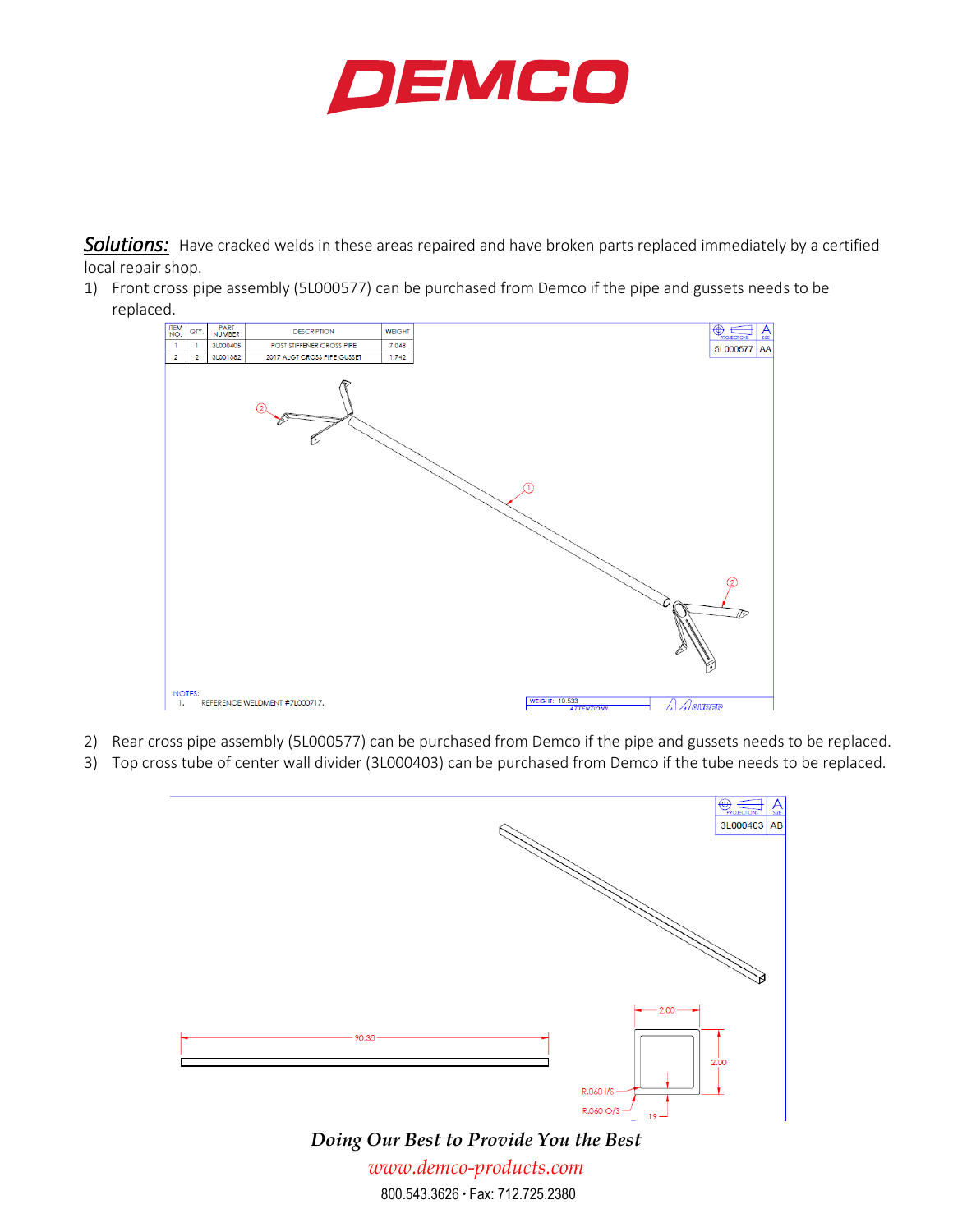**DEMCO**

***Solutions:*** Have cracked welds in these areas repaired and have broken parts replaced immediately by a certified local repair shop.

1) Front cross pipe assembly (5L000577) can be purchased from Demco if the pipe and gussets needs to be replaced.

| ITEM NO. | QTY. | PART NUMBER | DESCRIPTION | WEIGHT |
|---|---|---|---|---|
| 1 | 1 | 3L000405 | POST STIFFENER CROSS PIPE | 7.048 |
| 2 | 2 | 3L001382 | 2017 ALGT CROSS PIPE GUSSET | 1.742 |

5L000577 AA

NOTES:
1. REFERENCE WELDMENT #7L000717.

WEIGHT: 10.533

2) Rear cross pipe assembly (5L000577) can be purchased from Demco if the pipe and gussets needs to be replaced.
3) Top cross tube of center wall divider (3L000403) can be purchased from Demco if the tube needs to be replaced.

3L000403 AB

90.38

2.00

2.00

R.060 I/S

R.060 O/S

.19

*Doing Our Best to Provide You the Best*

*www.demco-products.com*

800.543.3626 • Fax: 712.725.2380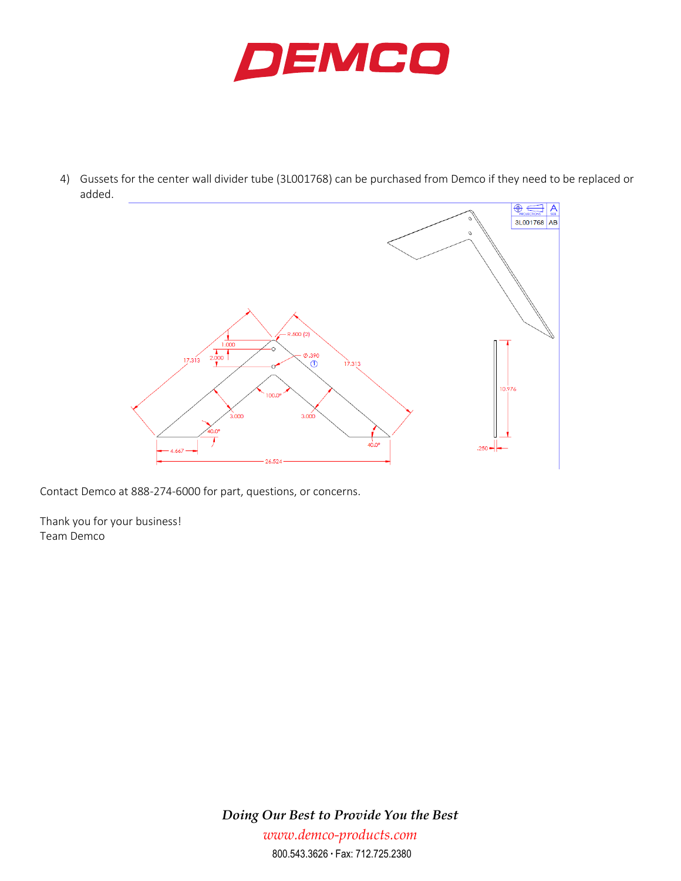4) Gussets for the center wall divider tube (3L001768) can be purchased from Demco if they need to be replaced or added.

3L001768 AB

R.500 (2)

1.000

2.000

17.313

Ø.390

17.313

100.0°

3.000

3.000

40.0°

40.0°

4.667

26.524

10.976

.250

Contact Demco at 888-274-6000 for part, questions, or concerns.

Thank you for your business!
Team Demco

*Doing Our Best to Provide You the Best*

*www.demco-products.com*

800.543.3626 • Fax: 712.725.2380